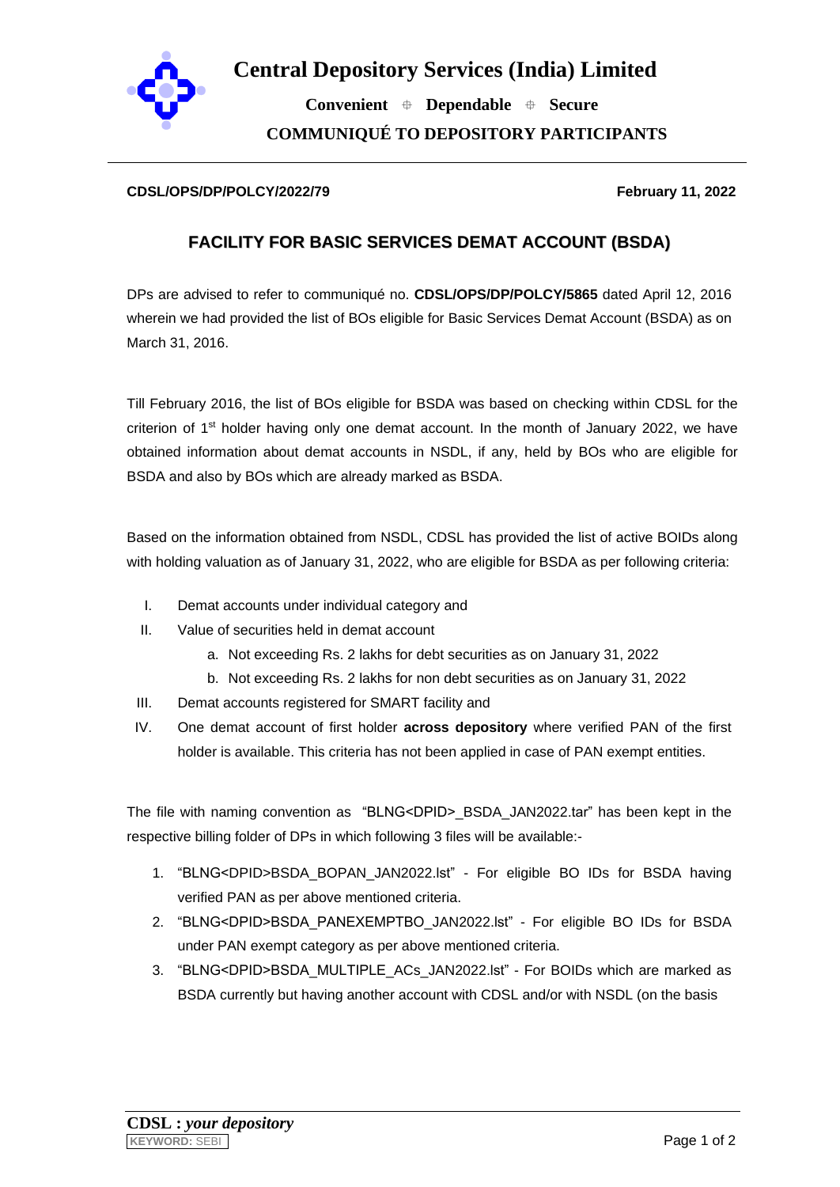# Central Depository Services (India) Limited

**Convenient ⌖ Dependable ⌖ Secure**

**COMMUNIQUÉ TO DEPOSITORY PARTICIPANTS**

**CDSL/OPS/DP/POLCY/2022/79** **February 11, 2022**

## FACILITY FOR BASIC SERVICES DEMAT ACCOUNT (BSDA)

DPs are advised to refer to communiqué no. **CDSL/OPS/DP/POLCY/5865** dated April 12, 2016 wherein we had provided the list of BOs eligible for Basic Services Demat Account (BSDA) as on March 31, 2016.

Till February 2016, the list of BOs eligible for BSDA was based on checking within CDSL for the criterion of 1st holder having only one demat account. In the month of January 2022, we have obtained information about demat accounts in NSDL, if any, held by BOs who are eligible for BSDA and also by BOs which are already marked as BSDA.

Based on the information obtained from NSDL, CDSL has provided the list of active BOIDs along with holding valuation as of January 31, 2022, who are eligible for BSDA as per following criteria:

I. Demat accounts under individual category and
II. Value of securities held in demat account
   a. Not exceeding Rs. 2 lakhs for debt securities as on January 31, 2022
   b. Not exceeding Rs. 2 lakhs for non debt securities as on January 31, 2022
III. Demat accounts registered for SMART facility and
IV. One demat account of first holder **across depository** where verified PAN of the first holder is available. This criteria has not been applied in case of PAN exempt entities.

The file with naming convention as "BLNG<DPID>_BSDA_JAN2022.tar" has been kept in the respective billing folder of DPs in which following 3 files will be available:-

1. "BLNG<DPID>BSDA_BOPAN_JAN2022.lst" - For eligible BO IDs for BSDA having verified PAN as per above mentioned criteria.
2. "BLNG<DPID>BSDA_PANEXEMPTBO_JAN2022.lst" - For eligible BO IDs for BSDA under PAN exempt category as per above mentioned criteria.
3. "BLNG<DPID>BSDA_MULTIPLE_ACs_JAN2022.lst" - For BOIDs which are marked as BSDA currently but having another account with CDSL and/or with NSDL (on the basis

**CDSL :** ***your depository***

KEYWORD: SEBI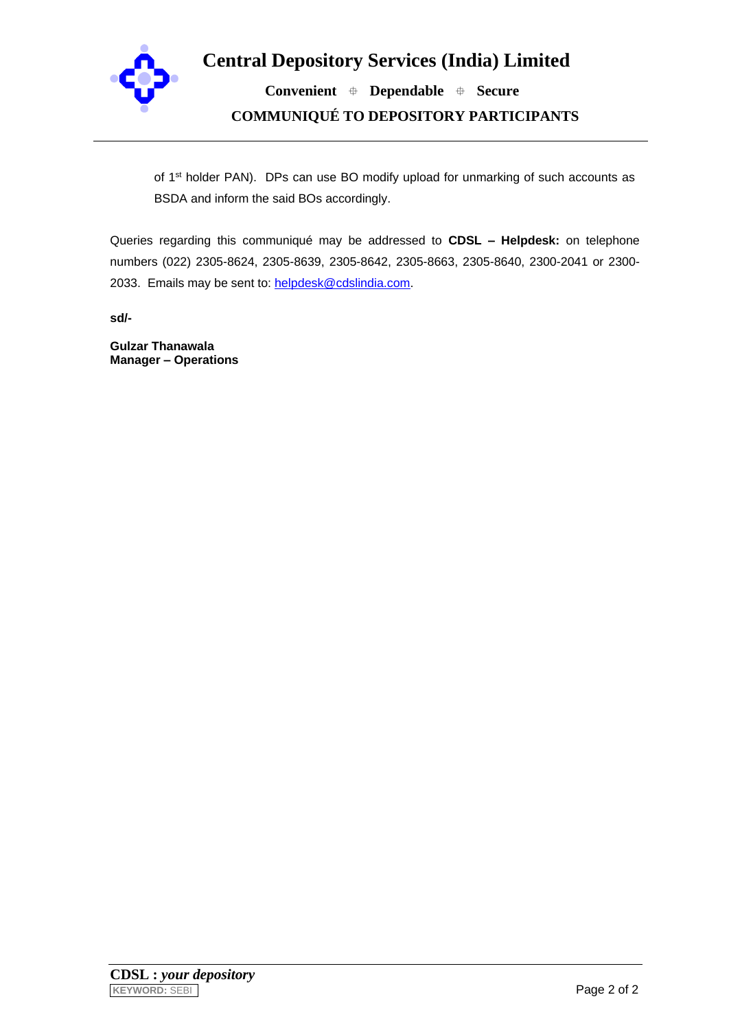of 1st holder PAN). DPs can use BO modify upload for unmarking of such accounts as BSDA and inform the said BOs accordingly.

Queries regarding this communiqué may be addressed to **CDSL – Helpdesk:** on telephone numbers (022) 2305-8624, 2305-8639, 2305-8642, 2305-8663, 2305-8640, 2300-2041 or 2300-2033. Emails may be sent to: helpdesk@cdslindia.com.

**sd/-**

**Gulzar Thanawala**
**Manager – Operations**